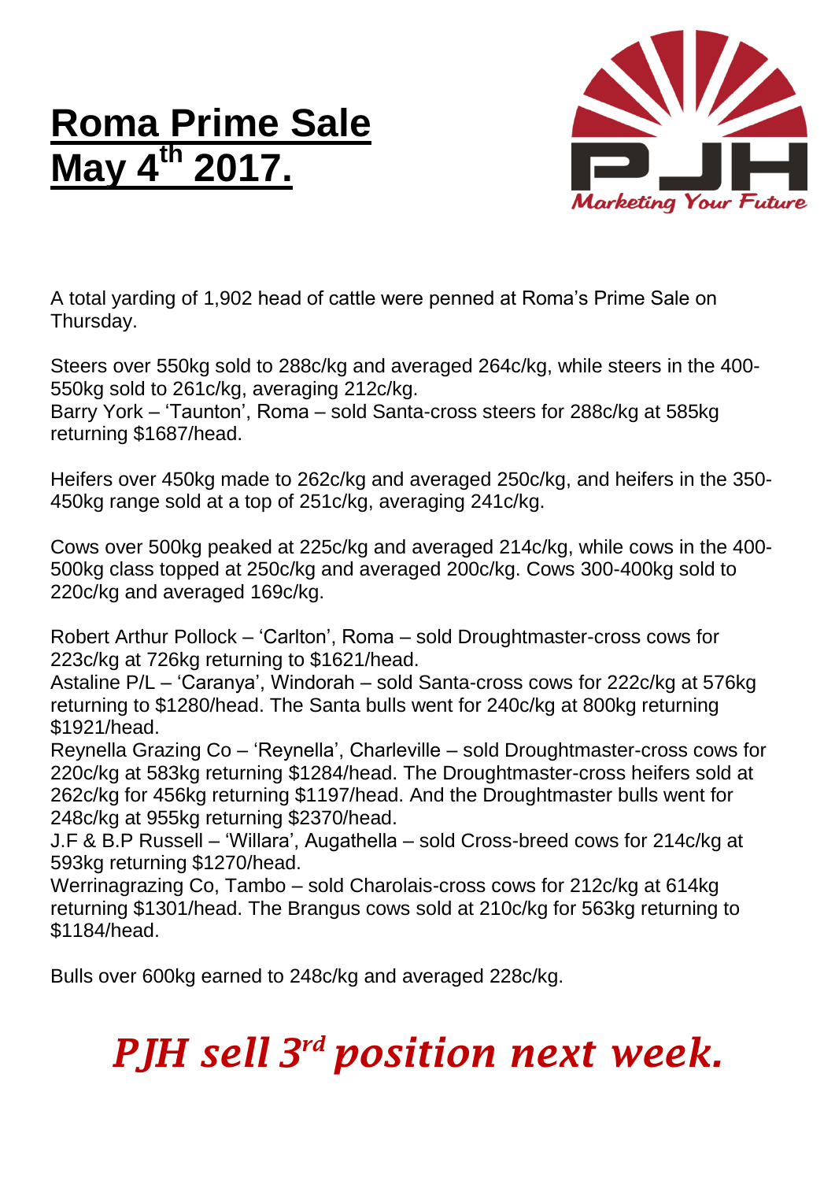# Roma Prime Sale May 4th 2017.

Marketing Your Future

A total yarding of 1,902 head of cattle were penned at Roma's Prime Sale on Thursday.

Steers over 550kg sold to 288c/kg and averaged 264c/kg, while steers in the 400-550kg sold to 261c/kg, averaging 212c/kg.
Barry York – 'Taunton', Roma – sold Santa-cross steers for 288c/kg at 585kg returning $1687/head.

Heifers over 450kg made to 262c/kg and averaged 250c/kg, and heifers in the 350-450kg range sold at a top of 251c/kg, averaging 241c/kg.

Cows over 500kg peaked at 225c/kg and averaged 214c/kg, while cows in the 400-500kg class topped at 250c/kg and averaged 200c/kg. Cows 300-400kg sold to 220c/kg and averaged 169c/kg.

Robert Arthur Pollock – 'Carlton', Roma – sold Droughtmaster-cross cows for 223c/kg at 726kg returning to $1621/head.
Astaline P/L – 'Caranya', Windorah – sold Santa-cross cows for 222c/kg at 576kg returning to $1280/head. The Santa bulls went for 240c/kg at 800kg returning $1921/head.
Reynella Grazing Co – 'Reynella', Charleville – sold Droughtmaster-cross cows for 220c/kg at 583kg returning $1284/head. The Droughtmaster-cross heifers sold at 262c/kg for 456kg returning $1197/head. And the Droughtmaster bulls went for 248c/kg at 955kg returning $2370/head.
J.F & B.P Russell – 'Willara', Augathella – sold Cross-breed cows for 214c/kg at 593kg returning $1270/head.
Werringagrazing Co, Tambo – sold Charolais-cross cows for 212c/kg at 614kg returning $1301/head. The Brangus cows sold at 210c/kg for 563kg returning to $1184/head.

Bulls over 600kg earned to 248c/kg and averaged 228c/kg.

*PJH sell 3rd position next week.*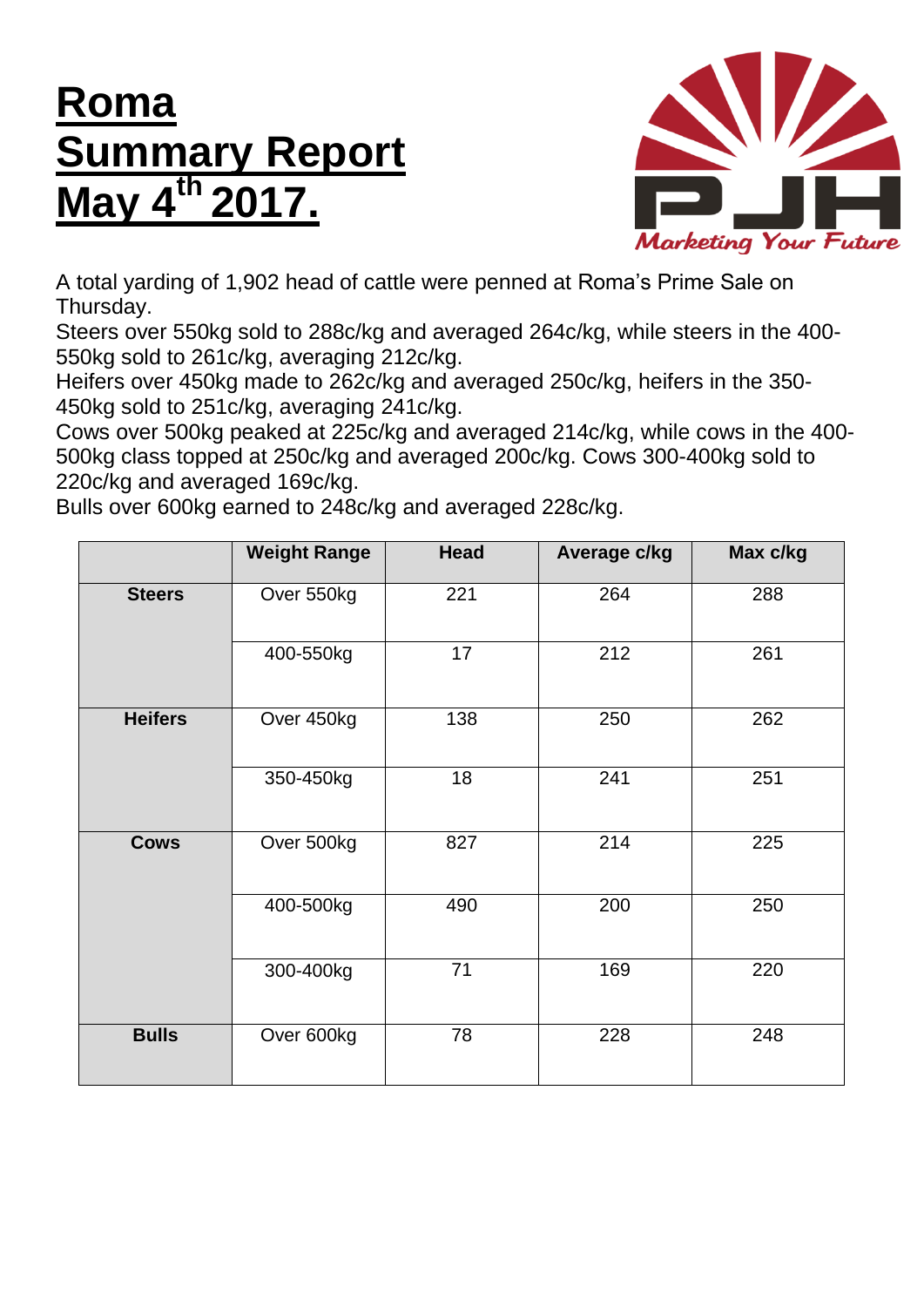# Roma Summary Report May 4th 2017.

Marketing Your Future

A total yarding of 1,902 head of cattle were penned at Roma's Prime Sale on Thursday.

Steers over 550kg sold to 288c/kg and averaged 264c/kg, while steers in the 400-550kg sold to 261c/kg, averaging 212c/kg.

Heifers over 450kg made to 262c/kg and averaged 250c/kg, heifers in the 350-450kg sold to 251c/kg, averaging 241c/kg.

Cows over 500kg peaked at 225c/kg and averaged 214c/kg, while cows in the 400-500kg class topped at 250c/kg and averaged 200c/kg. Cows 300-400kg sold to 220c/kg and averaged 169c/kg.

Bulls over 600kg earned to 248c/kg and averaged 228c/kg.

| | Weight Range | Head | Average c/kg | Max c/kg |
|---|---|---|---|---|
| **Steers** | Over 550kg | 221 | 264 | 288 |
| | 400-550kg | 17 | 212 | 261 |
| **Heifers** | Over 450kg | 138 | 250 | 262 |
| | 350-450kg | 18 | 241 | 251 |
| **Cows** | Over 500kg | 827 | 214 | 225 |
| | 400-500kg | 490 | 200 | 250 |
| | 300-400kg | 71 | 169 | 220 |
| **Bulls** | Over 600kg | 78 | 228 | 248 |